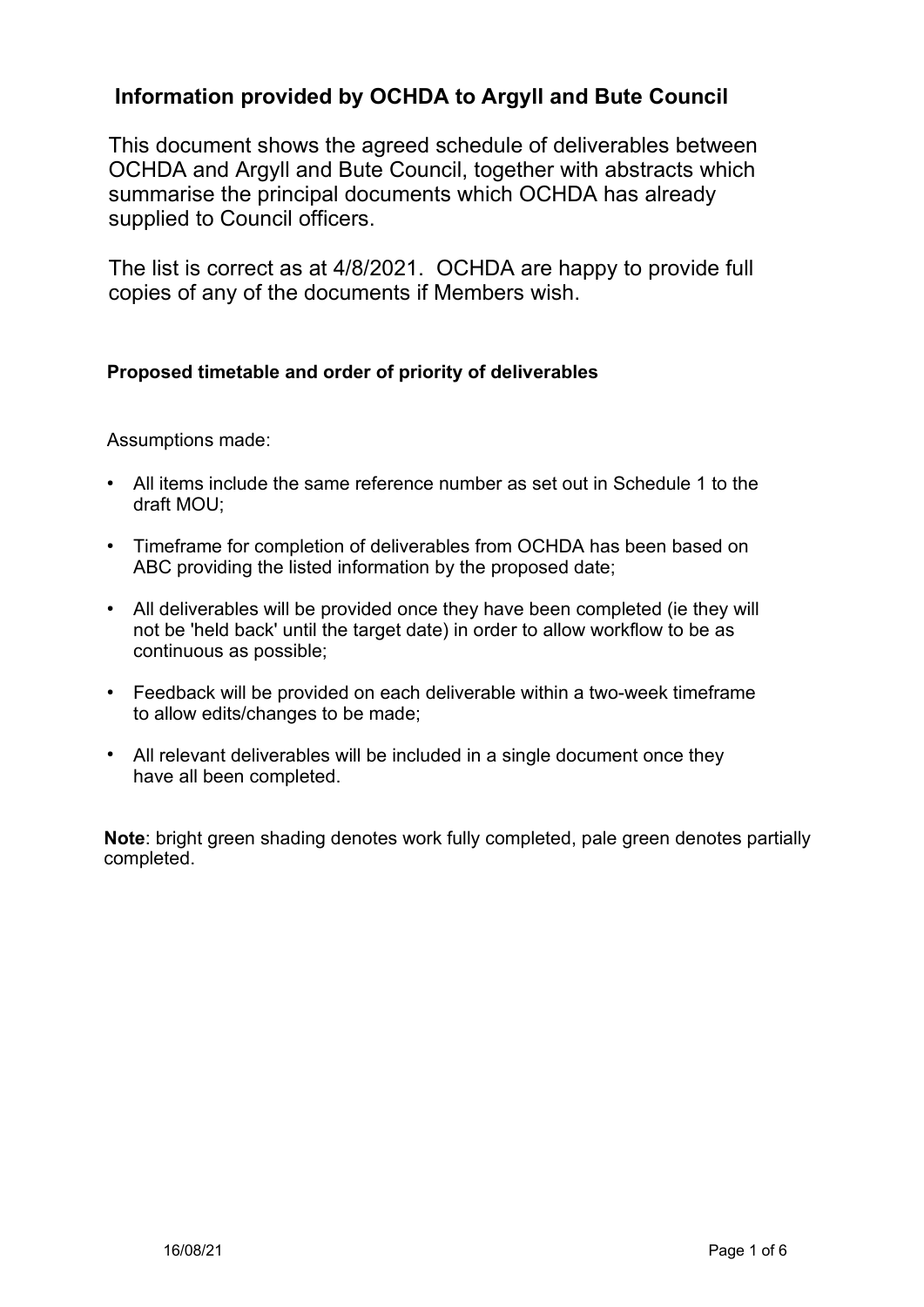# Information provided by OCHDA to Argyll and Bute Council

This document shows the agreed schedule of deliverables between OCHDA and Argyll and Bute Council, together with abstracts which summarise the principal documents which OCHDA has already supplied to Council officers.

The list is correct as at 4/8/2021. OCHDA are happy to provide full copies of any of the documents if Members wish.

### Proposed timetable and order of priority of deliverables

Assumptions made:

- All items include the same reference number as set out in Schedule 1 to the draft MOU;
- Timeframe for completion of deliverables from OCHDA has been based on ABC providing the listed information by the proposed date;
- All deliverables will be provided once they have been completed (ie they will not be 'held back' until the target date) in order to allow workflow to be as continuous as possible;
- Feedback will be provided on each deliverable within a two-week timeframe to allow edits/changes to be made;
- All relevant deliverables will be included in a single document once they have all been completed.

**Note**: bright green shading denotes work fully completed, pale green denotes partially completed.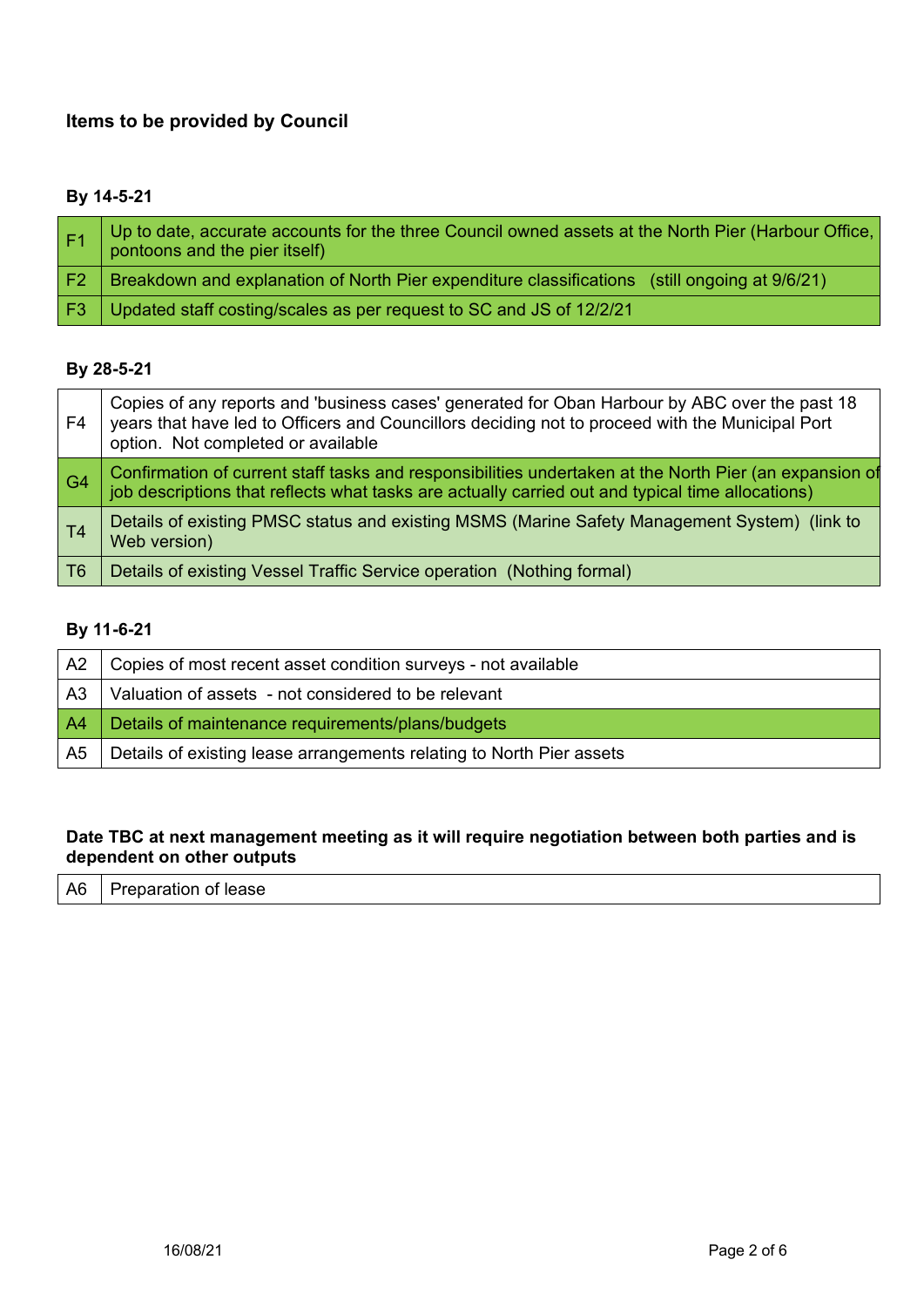### Items to be provided by Council

**By 14-5-21**

| | |
|---|---|
| F1 | Up to date, accurate accounts for the three Council owned assets at the North Pier (Harbour Office, pontoons and the pier itself) |
| F2 | Breakdown and explanation of North Pier expenditure classifications (still ongoing at 9/6/21) |
| F3 | Updated staff costing/scales as per request to SC and JS of 12/2/21 |

**By 28-5-21**

| | |
|---|---|
| F4 | Copies of any reports and 'business cases' generated for Oban Harbour by ABC over the past 18 years that have led to Officers and Councillors deciding not to proceed with the Municipal Port option. Not completed or available |
| G4 | Confirmation of current staff tasks and responsibilities undertaken at the North Pier (an expansion of job descriptions that reflects what tasks are actually carried out and typical time allocations) |
| T4 | Details of existing PMSC status and existing MSMS (Marine Safety Management System) (link to Web version) |
| T6 | Details of existing Vessel Traffic Service operation (Nothing formal) |

**By 11-6-21**

| | |
|---|---|
| A2 | Copies of most recent asset condition surveys - not available |
| A3 | Valuation of assets - not considered to be relevant |
| A4 | Details of maintenance requirements/plans/budgets |
| A5 | Details of existing lease arrangements relating to North Pier assets |

**Date TBC at next management meeting as it will require negotiation between both parties and is dependent on other outputs**

| | |
|---|---|
| A6 | Preparation of lease |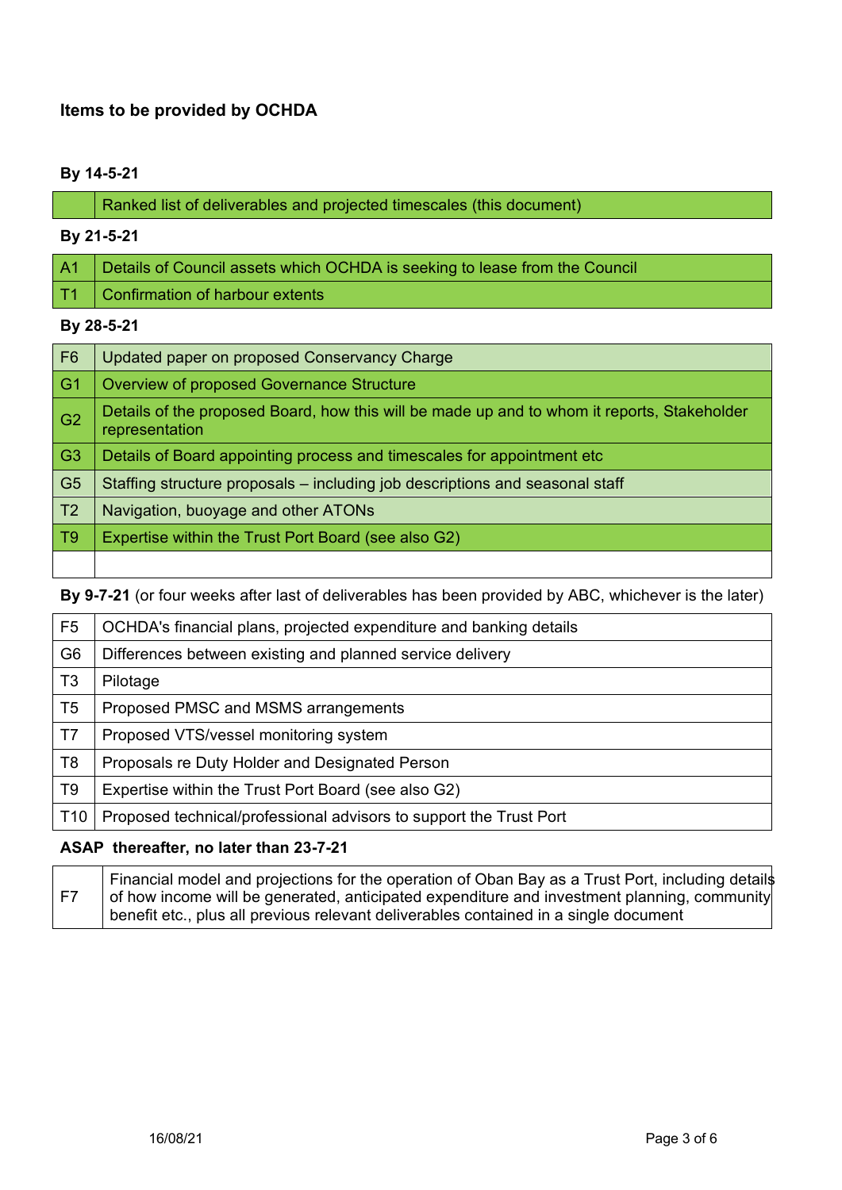## Items to be provided by OCHDA

### By 14-5-21

| | |
|---|---|
| | Ranked list of deliverables and projected timescales (this document) |

### By 21-5-21

| | |
|---|---|
| A1 | Details of Council assets which OCHDA is seeking to lease from the Council |
| T1 | Confirmation of harbour extents |

### By 28-5-21

| | |
|---|---|
| F6 | Updated paper on proposed Conservancy Charge |
| G1 | Overview of proposed Governance Structure |
| G2 | Details of the proposed Board, how this will be made up and to whom it reports, Stakeholder representation |
| G3 | Details of Board appointing process and timescales for appointment etc |
| G5 | Staffing structure proposals – including job descriptions and seasonal staff |
| T2 | Navigation, buoyage and other ATONs |
| T9 | Expertise within the Trust Port Board (see also G2) |
| | |

**By 9-7-21** (or four weeks after last of deliverables has been provided by ABC, whichever is the later)

| | |
|---|---|
| F5 | OCHDA's financial plans, projected expenditure and banking details |
| G6 | Differences between existing and planned service delivery |
| T3 | Pilotage |
| T5 | Proposed PMSC and MSMS arrangements |
| T7 | Proposed VTS/vessel monitoring system |
| T8 | Proposals re Duty Holder and Designated Person |
| T9 | Expertise within the Trust Port Board (see also G2) |
| T10 | Proposed technical/professional advisors to support the Trust Port |

### ASAP thereafter, no later than 23-7-21

| | |
|---|---|
| F7 | Financial model and projections for the operation of Oban Bay as a Trust Port, including details of how income will be generated, anticipated expenditure and investment planning, community benefit etc., plus all previous relevant deliverables contained in a single document |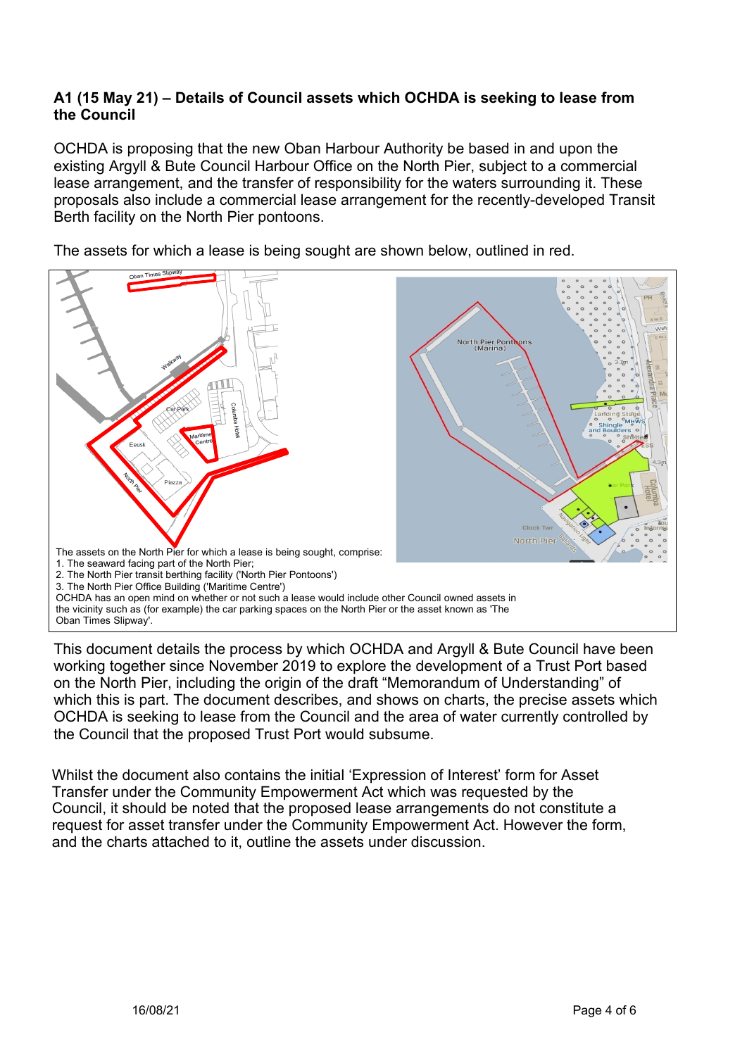### A1 (15 May 21) – Details of Council assets which OCHDA is seeking to lease from the Council

OCHDA is proposing that the new Oban Harbour Authority be based in and upon the existing Argyll & Bute Council Harbour Office on the North Pier, subject to a commercial lease arrangement, and the transfer of responsibility for the waters surrounding it. These proposals also include a commercial lease arrangement for the recently-developed Transit Berth facility on the North Pier pontoons.

The assets for which a lease is being sought are shown below, outlined in red.

The assets on the North Pier for which a lease is being sought, comprise:

1. The seaward facing part of the North Pier;
2. The North Pier transit berthing facility ('North Pier Pontoons')
3. The North Pier Office Building ('Maritime Centre')

OCHDA has an open mind on whether or not such a lease would include other Council owned assets in the vicinity such as (for example) the car parking spaces on the North Pier or the asset known as 'The Oban Times Slipway'.

This document details the process by which OCHDA and Argyll & Bute Council have been working together since November 2019 to explore the development of a Trust Port based on the North Pier, including the origin of the draft "Memorandum of Understanding" of which this is part. The document describes, and shows on charts, the precise assets which OCHDA is seeking to lease from the Council and the area of water currently controlled by the Council that the proposed Trust Port would subsume.

Whilst the document also contains the initial 'Expression of Interest' form for Asset Transfer under the Community Empowerment Act which was requested by the Council, it should be noted that the proposed lease arrangements do not constitute a request for asset transfer under the Community Empowerment Act. However the form, and the charts attached to it, outline the assets under discussion.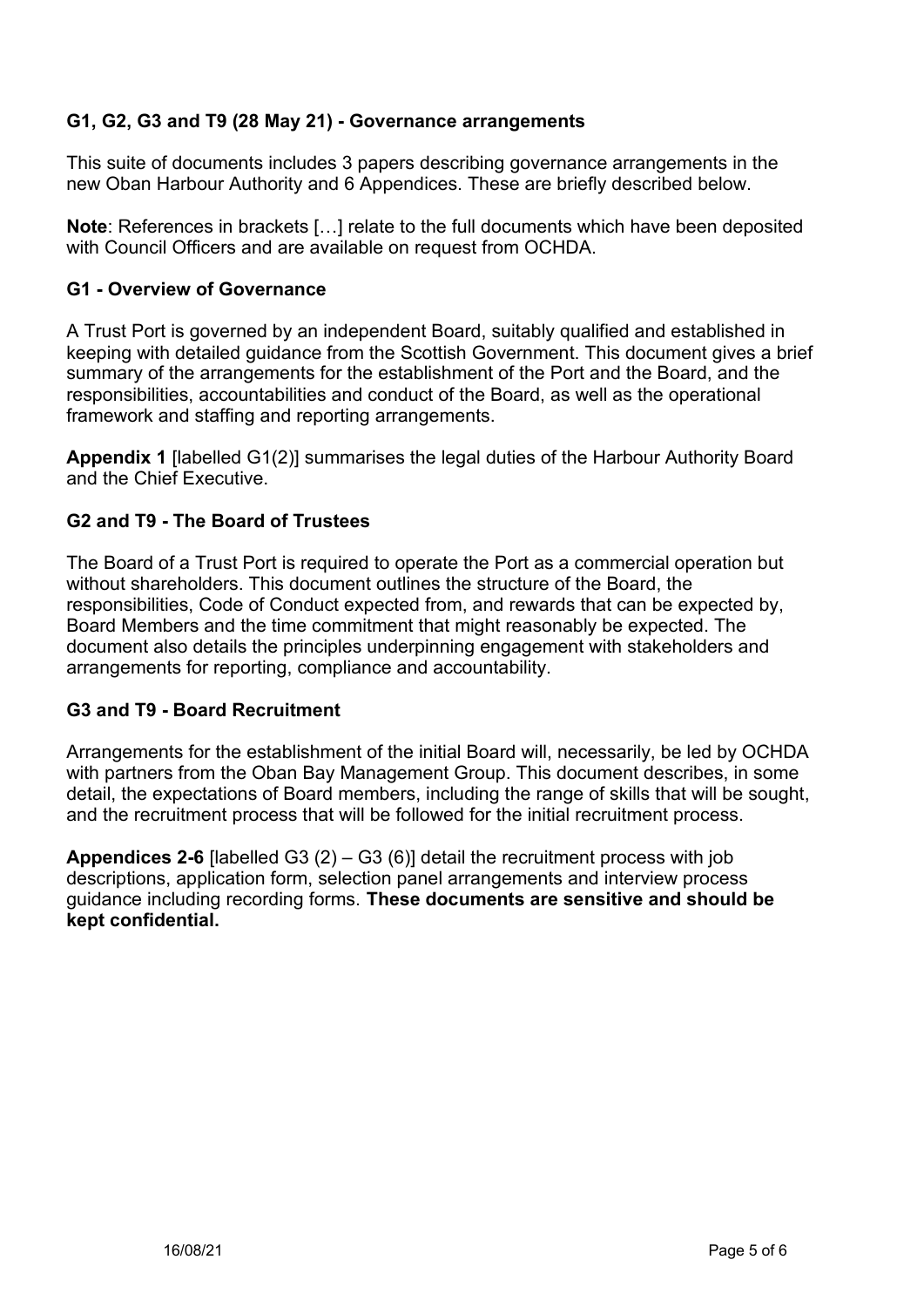## G1, G2, G3 and T9 (28 May 21) - Governance arrangements

This suite of documents includes 3 papers describing governance arrangements in the new Oban Harbour Authority and 6 Appendices. These are briefly described below.

**Note**: References in brackets […] relate to the full documents which have been deposited with Council Officers and are available on request from OCHDA.

### G1 - Overview of Governance

A Trust Port is governed by an independent Board, suitably qualified and established in keeping with detailed guidance from the Scottish Government. This document gives a brief summary of the arrangements for the establishment of the Port and the Board, and the responsibilities, accountabilities and conduct of the Board, as well as the operational framework and staffing and reporting arrangements.

**Appendix 1** [labelled G1(2)] summarises the legal duties of the Harbour Authority Board and the Chief Executive.

### G2 and T9 - The Board of Trustees

The Board of a Trust Port is required to operate the Port as a commercial operation but without shareholders. This document outlines the structure of the Board, the responsibilities, Code of Conduct expected from, and rewards that can be expected by, Board Members and the time commitment that might reasonably be expected. The document also details the principles underpinning engagement with stakeholders and arrangements for reporting, compliance and accountability.

### G3 and T9 - Board Recruitment

Arrangements for the establishment of the initial Board will, necessarily, be led by OCHDA with partners from the Oban Bay Management Group. This document describes, in some detail, the expectations of Board members, including the range of skills that will be sought, and the recruitment process that will be followed for the initial recruitment process.

**Appendices 2-6** [labelled G3 (2) – G3 (6)] detail the recruitment process with job descriptions, application form, selection panel arrangements and interview process guidance including recording forms. **These documents are sensitive and should be kept confidential.**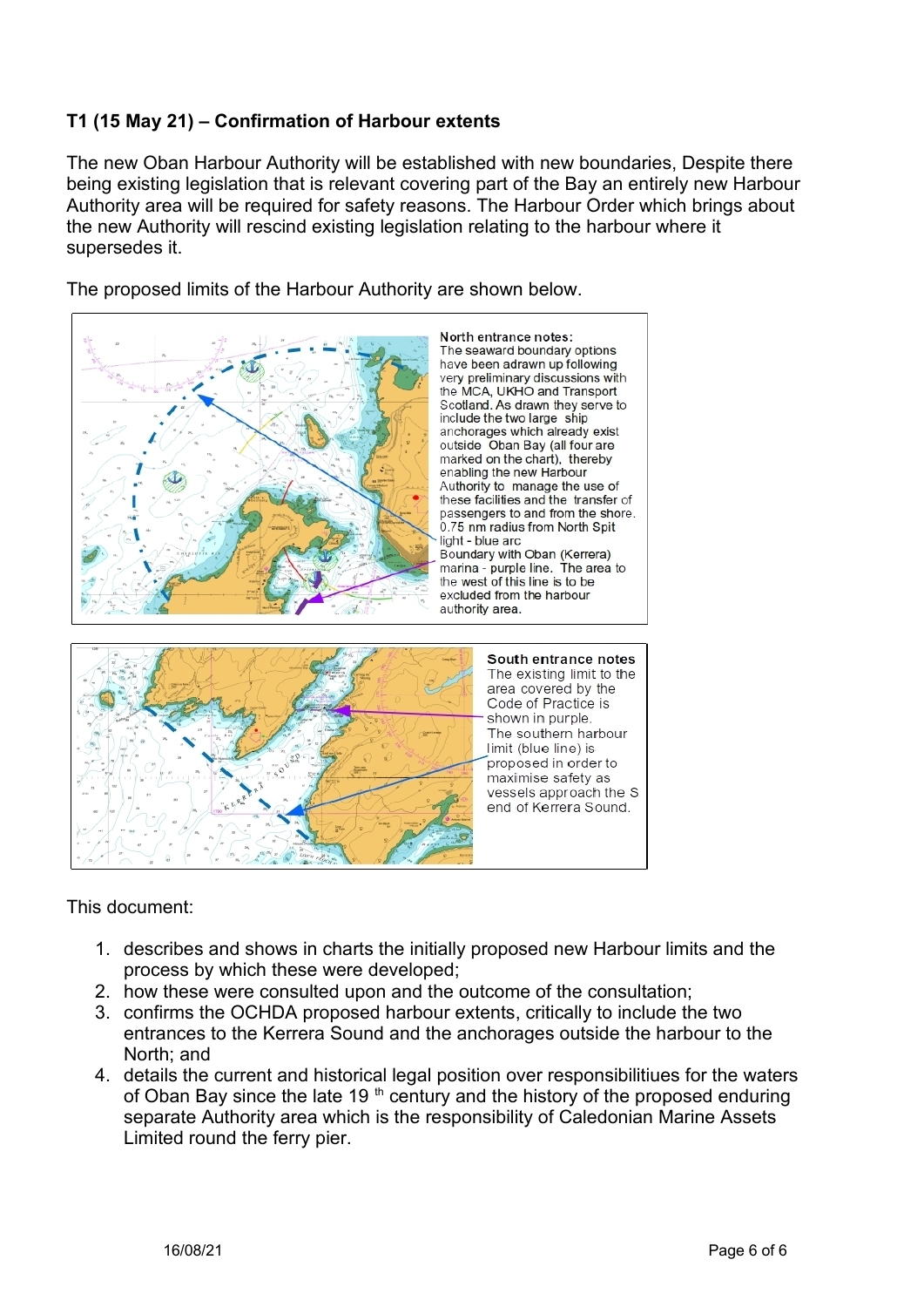**T1 (15 May 21) – Confirmation of Harbour extents**

The new Oban Harbour Authority will be established with new boundaries, Despite there being existing legislation that is relevant covering part of the Bay an entirely new Harbour Authority area will be required for safety reasons. The Harbour Order which brings about the new Authority will rescind existing legislation relating to the harbour where it supersedes it.

The proposed limits of the Harbour Authority are shown below.

**North entrance notes:**
The seaward boundary options have been adrawn up following very preliminary discussions with the MCA, UKHO and Transport Scotland. As drawn they serve to include the two large ship anchorages which already exist outside Oban Bay (all four are marked on the chart), thereby enabling the new Harbour Authority to manage the use of these facilities and the transfer of passengers to and from the shore.
0.75 nm radius from North Spit light - blue arc
Boundary with Oban (Kerrera) marina - purple line. The area to the west of this line is to be excluded from the harbour authority area.

**South entrance notes**
The existing limit to the area covered by the Code of Practice is shown in purple.
The southern harbour limit (blue line) is proposed in order to maximise safety as vessels approach the S end of Kerrera Sound.

This document:

1. describes and shows in charts the initially proposed new Harbour limits and the process by which these were developed;
2. how these were consulted upon and the outcome of the consultation;
3. confirms the OCHDA proposed harbour extents, critically to include the two entrances to the Kerrera Sound and the anchorages outside the harbour to the North; and
4. details the current and historical legal position over responsibilitiues for the waters of Oban Bay since the late 19[th] century and the history of the proposed enduring separate Authority area which is the responsibility of Caledonian Marine Assets Limited round the ferry pier.